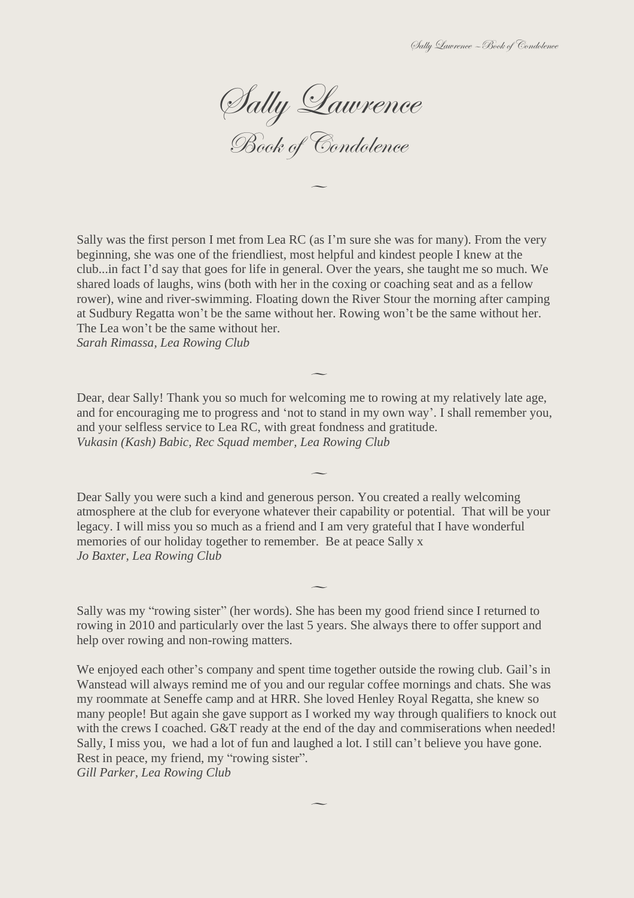# Sally Lawrence

## Book of Condolence

~

Sally was the first person I met from Lea RC (as I'm sure she was for many). From the very beginning, she was one of the friendliest, most helpful and kindest people I knew at the club...in fact I'd say that goes for life in general. Over the years, she taught me so much. We shared loads of laughs, wins (both with her in the coxing or coaching seat and as a fellow rower), wine and river-swimming. Floating down the River Stour the morning after camping at Sudbury Regatta won't be the same without her. Rowing won't be the same without her. The Lea won't be the same without her.
*Sarah Rimassa, Lea Rowing Club*

~

Dear, dear Sally! Thank you so much for welcoming me to rowing at my relatively late age, and for encouraging me to progress and 'not to stand in my own way'. I shall remember you, and your selfless service to Lea RC, with great fondness and gratitude.
*Vukasin (Kash) Babic, Rec Squad member, Lea Rowing Club*

~

Dear Sally you were such a kind and generous person. You created a really welcoming atmosphere at the club for everyone whatever their capability or potential. That will be your legacy. I will miss you so much as a friend and I am very grateful that I have wonderful memories of our holiday together to remember. Be at peace Sally x
*Jo Baxter, Lea Rowing Club*

~

Sally was my "rowing sister" (her words). She has been my good friend since I returned to rowing in 2010 and particularly over the last 5 years. She always there to offer support and help over rowing and non-rowing matters.

We enjoyed each other's company and spent time together outside the rowing club. Gail's in Wanstead will always remind me of you and our regular coffee mornings and chats. She was my roommate at Seneffe camp and at HRR. She loved Henley Royal Regatta, she knew so many people! But again she gave support as I worked my way through qualifiers to knock out with the crews I coached. G&T ready at the end of the day and commiserations when needed! Sally, I miss you, we had a lot of fun and laughed a lot. I still can't believe you have gone. Rest in peace, my friend, my "rowing sister".
*Gill Parker, Lea Rowing Club*

~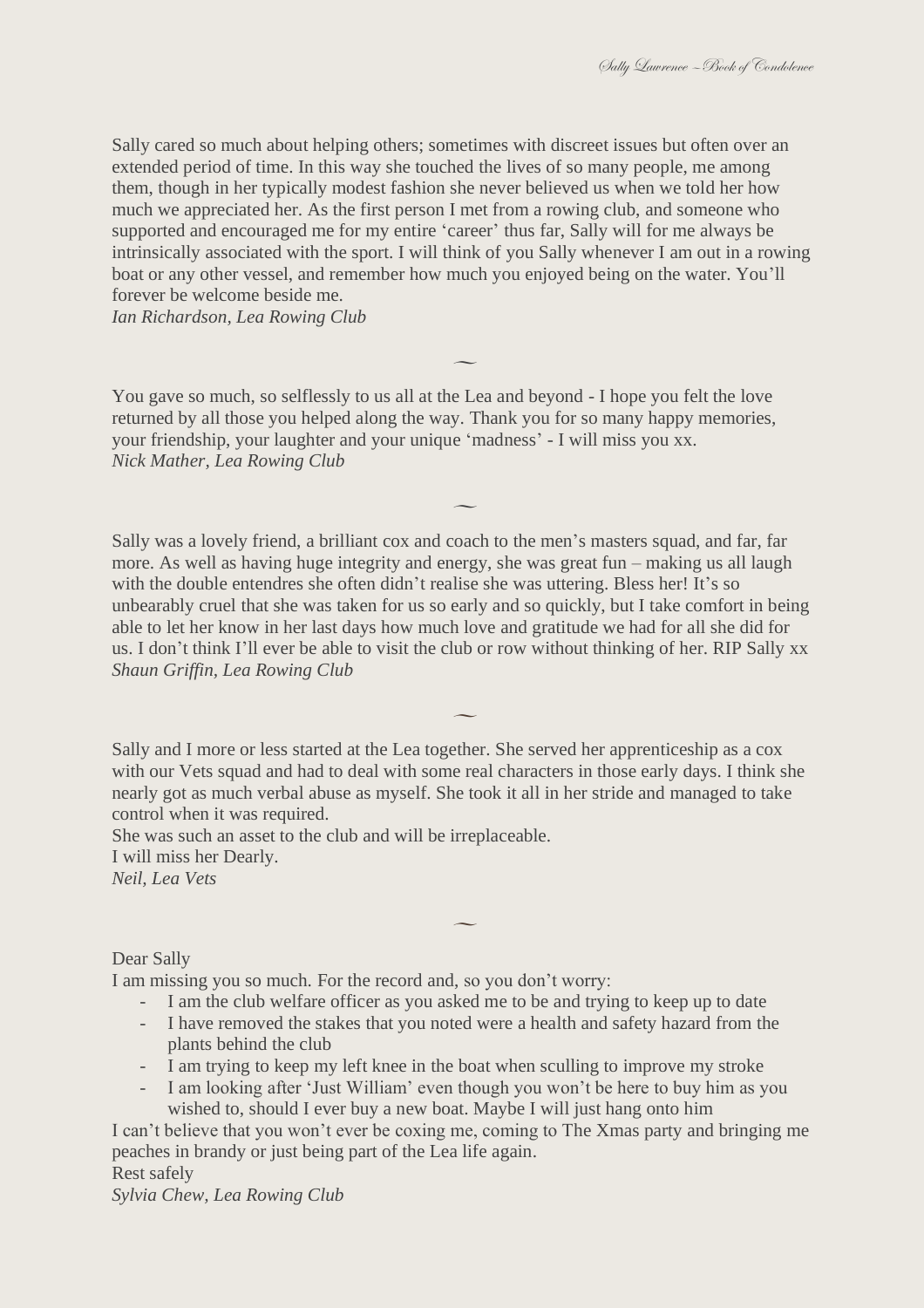Sally cared so much about helping others; sometimes with discreet issues but often over an extended period of time. In this way she touched the lives of so many people, me among them, though in her typically modest fashion she never believed us when we told her how much we appreciated her. As the first person I met from a rowing club, and someone who supported and encouraged me for my entire 'career' thus far, Sally will for me always be intrinsically associated with the sport. I will think of you Sally whenever I am out in a rowing boat or any other vessel, and remember how much you enjoyed being on the water. You'll forever be welcome beside me.
*Ian Richardson, Lea Rowing Club*

~

You gave so much, so selflessly to us all at the Lea and beyond - I hope you felt the love returned by all those you helped along the way. Thank you for so many happy memories, your friendship, your laughter and your unique 'madness' - I will miss you xx.
*Nick Mather, Lea Rowing Club*

~

Sally was a lovely friend, a brilliant cox and coach to the men's masters squad, and far, far more. As well as having huge integrity and energy, she was great fun – making us all laugh with the double entendres she often didn't realise she was uttering. Bless her! It's so unbearably cruel that she was taken for us so early and so quickly, but I take comfort in being able to let her know in her last days how much love and gratitude we had for all she did for us. I don't think I'll ever be able to visit the club or row without thinking of her. RIP Sally xx
*Shaun Griffin, Lea Rowing Club*

~

Sally and I more or less started at the Lea together. She served her apprenticeship as a cox with our Vets squad and had to deal with some real characters in those early days. I think she nearly got as much verbal abuse as myself. She took it all in her stride and managed to take control when it was required.
She was such an asset to the club and will be irreplaceable.
I will miss her Dearly.
*Neil, Lea Vets*

~

Dear Sally
I am missing you so much. For the record and, so you don't worry:

- I am the club welfare officer as you asked me to be and trying to keep up to date
- I have removed the stakes that you noted were a health and safety hazard from the plants behind the club
- I am trying to keep my left knee in the boat when sculling to improve my stroke
- I am looking after 'Just William' even though you won't be here to buy him as you wished to, should I ever buy a new boat. Maybe I will just hang onto him

I can't believe that you won't ever be coxing me, coming to The Xmas party and bringing me peaches in brandy or just being part of the Lea life again.
Rest safely
*Sylvia Chew, Lea Rowing Club*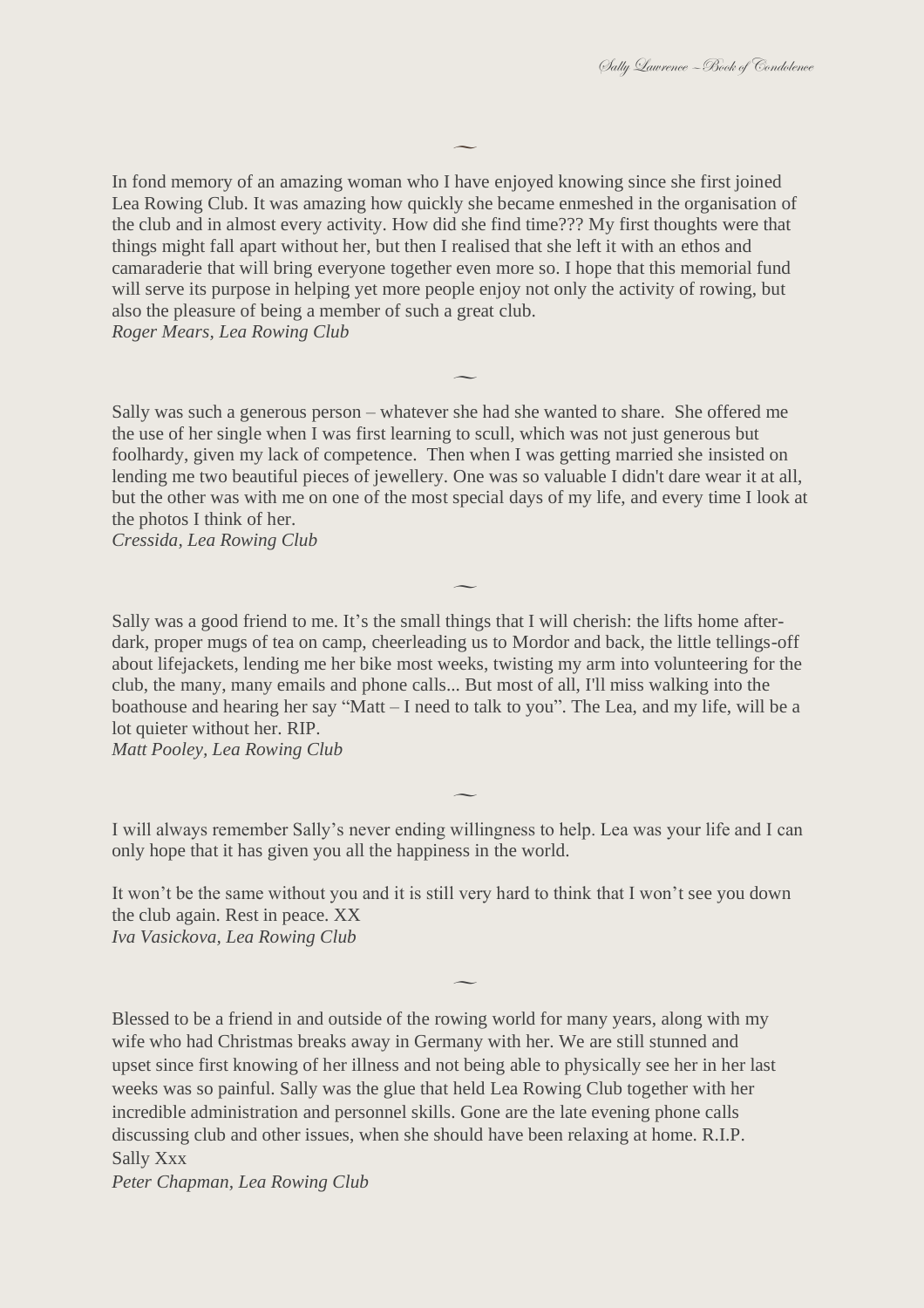~

In fond memory of an amazing woman who I have enjoyed knowing since she first joined Lea Rowing Club. It was amazing how quickly she became enmeshed in the organisation of the club and in almost every activity. How did she find time??? My first thoughts were that things might fall apart without her, but then I realised that she left it with an ethos and camaraderie that will bring everyone together even more so. I hope that this memorial fund will serve its purpose in helping yet more people enjoy not only the activity of rowing, but also the pleasure of being a member of such a great club.
*Roger Mears, Lea Rowing Club*

~

Sally was such a generous person – whatever she had she wanted to share. She offered me the use of her single when I was first learning to scull, which was not just generous but foolhardy, given my lack of competence. Then when I was getting married she insisted on lending me two beautiful pieces of jewellery. One was so valuable I didn't dare wear it at all, but the other was with me on one of the most special days of my life, and every time I look at the photos I think of her.
*Cressida, Lea Rowing Club*

~

Sally was a good friend to me. It's the small things that I will cherish: the lifts home after-dark, proper mugs of tea on camp, cheerleading us to Mordor and back, the little tellings-off about lifejackets, lending me her bike most weeks, twisting my arm into volunteering for the club, the many, many emails and phone calls... But most of all, I'll miss walking into the boathouse and hearing her say "Matt – I need to talk to you". The Lea, and my life, will be a lot quieter without her. RIP.
*Matt Pooley, Lea Rowing Club*

~

I will always remember Sally's never ending willingness to help. Lea was your life and I can only hope that it has given you all the happiness in the world.

It won't be the same without you and it is still very hard to think that I won't see you down the club again. Rest in peace. XX
*Iva Vasickova, Lea Rowing Club*

~

Blessed to be a friend in and outside of the rowing world for many years, along with my wife who had Christmas breaks away in Germany with her. We are still stunned and upset since first knowing of her illness and not being able to physically see her in her last weeks was so painful. Sally was the glue that held Lea Rowing Club together with her incredible administration and personnel skills. Gone are the late evening phone calls discussing club and other issues, when she should have been relaxing at home. R.I.P. Sally Xxx
*Peter Chapman, Lea Rowing Club*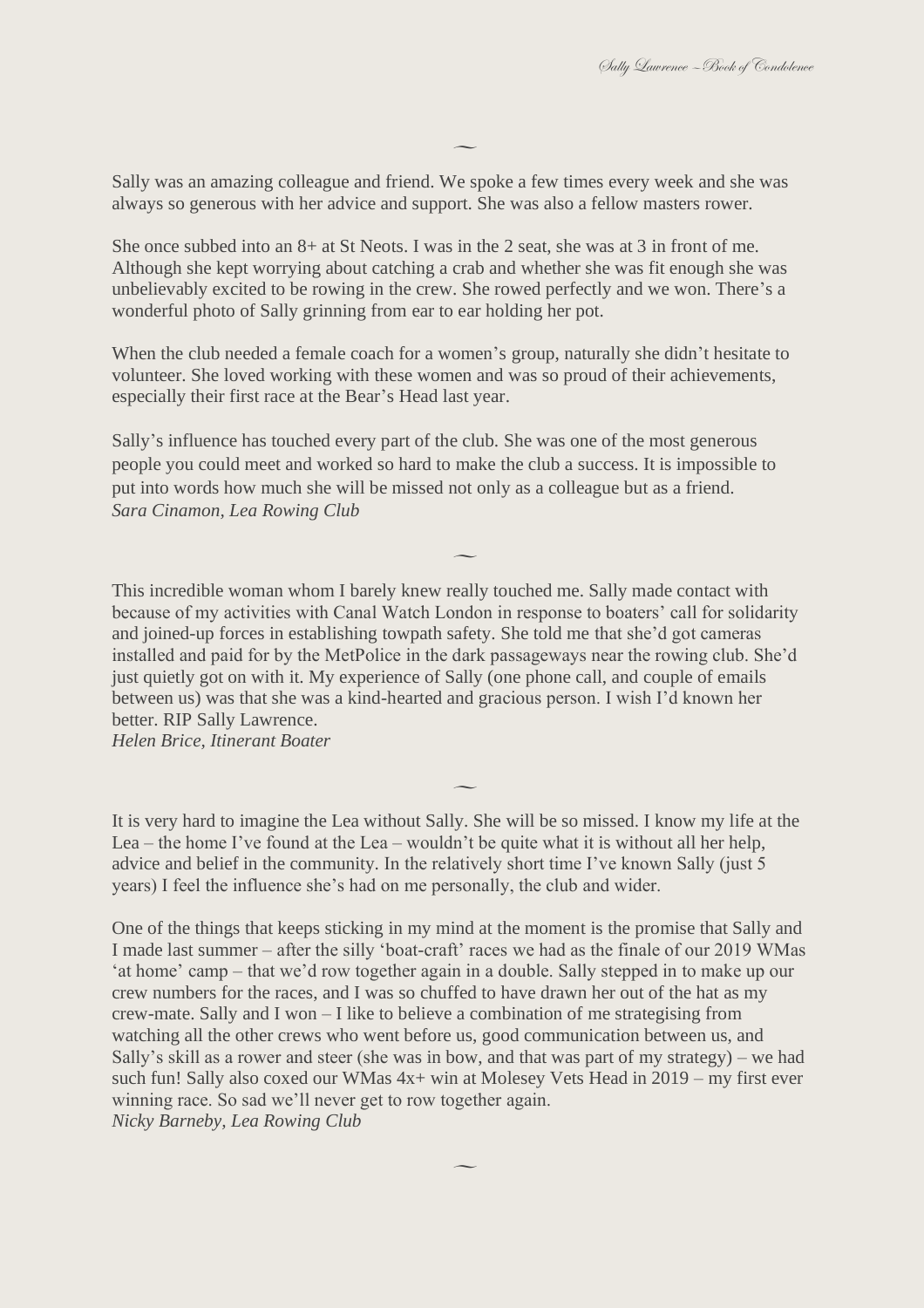~

Sally was an amazing colleague and friend. We spoke a few times every week and she was always so generous with her advice and support. She was also a fellow masters rower.

She once subbed into an 8+ at St Neots. I was in the 2 seat, she was at 3 in front of me. Although she kept worrying about catching a crab and whether she was fit enough she was unbelievably excited to be rowing in the crew. She rowed perfectly and we won. There's a wonderful photo of Sally grinning from ear to ear holding her pot.

When the club needed a female coach for a women's group, naturally she didn't hesitate to volunteer. She loved working with these women and was so proud of their achievements, especially their first race at the Bear's Head last year.

Sally's influence has touched every part of the club. She was one of the most generous people you could meet and worked so hard to make the club a success. It is impossible to put into words how much she will be missed not only as a colleague but as a friend.
*Sara Cinamon, Lea Rowing Club*

~

This incredible woman whom I barely knew really touched me. Sally made contact with because of my activities with Canal Watch London in response to boaters' call for solidarity and joined-up forces in establishing towpath safety. She told me that she'd got cameras installed and paid for by the MetPolice in the dark passageways near the rowing club. She'd just quietly got on with it. My experience of Sally (one phone call, and couple of emails between us) was that she was a kind-hearted and gracious person. I wish I'd known her better. RIP Sally Lawrence.
*Helen Brice, Itinerant Boater*

~

It is very hard to imagine the Lea without Sally. She will be so missed. I know my life at the Lea – the home I've found at the Lea – wouldn't be quite what it is without all her help, advice and belief in the community. In the relatively short time I've known Sally (just 5 years) I feel the influence she's had on me personally, the club and wider.

One of the things that keeps sticking in my mind at the moment is the promise that Sally and I made last summer – after the silly 'boat-craft' races we had as the finale of our 2019 WMas 'at home' camp – that we'd row together again in a double. Sally stepped in to make up our crew numbers for the races, and I was so chuffed to have drawn her out of the hat as my crew-mate. Sally and I won – I like to believe a combination of me strategising from watching all the other crews who went before us, good communication between us, and Sally's skill as a rower and steer (she was in bow, and that was part of my strategy) – we had such fun! Sally also coxed our WMas 4x+ win at Molesey Vets Head in 2019 – my first ever winning race. So sad we'll never get to row together again.
*Nicky Barneby, Lea Rowing Club*

~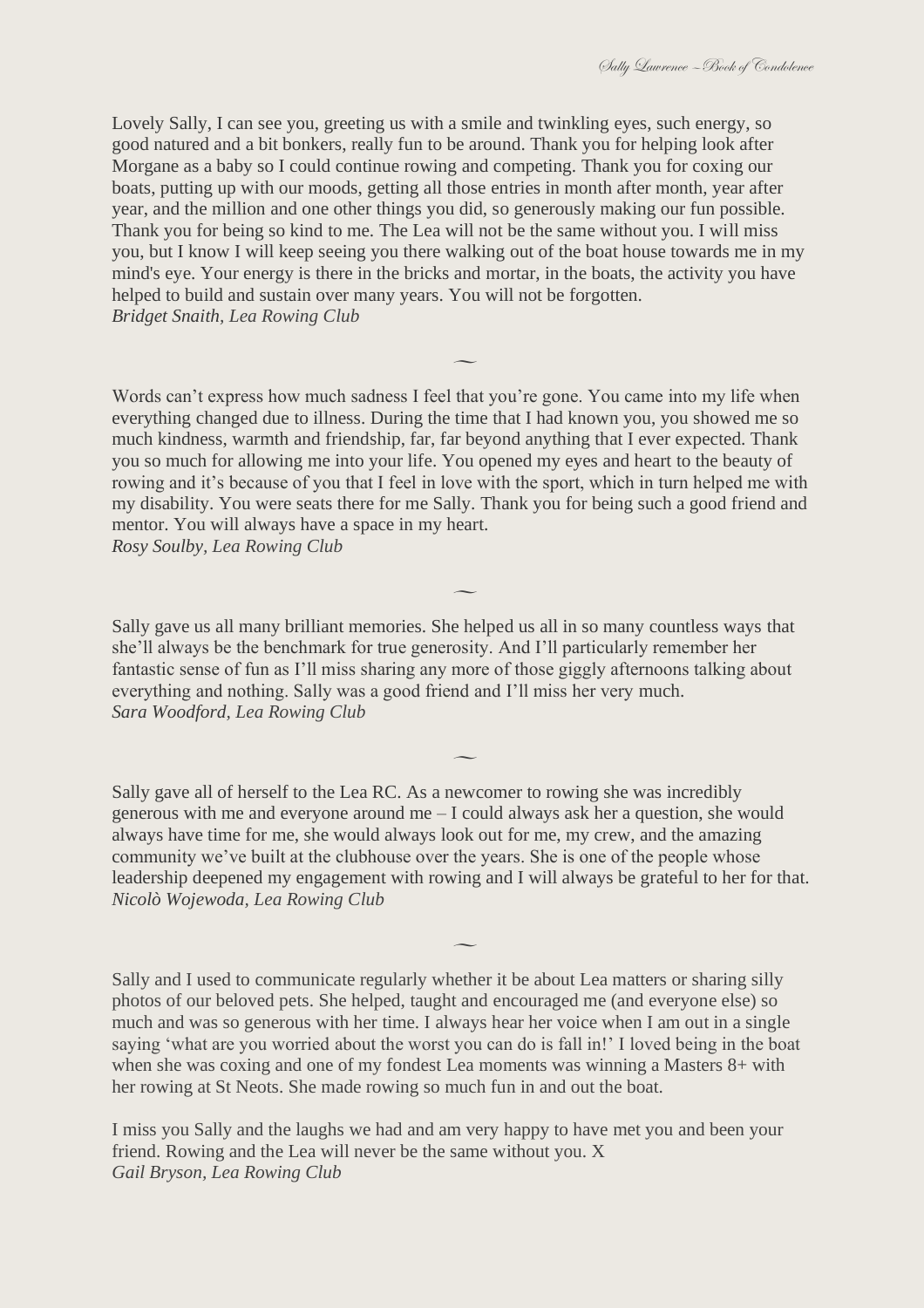Lovely Sally, I can see you, greeting us with a smile and twinkling eyes, such energy, so good natured and a bit bonkers, really fun to be around. Thank you for helping look after Morgane as a baby so I could continue rowing and competing. Thank you for coxing our boats, putting up with our moods, getting all those entries in month after month, year after year, and the million and one other things you did, so generously making our fun possible. Thank you for being so kind to me. The Lea will not be the same without you. I will miss you, but I know I will keep seeing you there walking out of the boat house towards me in my mind's eye. Your energy is there in the bricks and mortar, in the boats, the activity you have helped to build and sustain over many years. You will not be forgotten.
*Bridget Snaith, Lea Rowing Club*

~

Words can't express how much sadness I feel that you're gone. You came into my life when everything changed due to illness. During the time that I had known you, you showed me so much kindness, warmth and friendship, far, far beyond anything that I ever expected. Thank you so much for allowing me into your life. You opened my eyes and heart to the beauty of rowing and it's because of you that I feel in love with the sport, which in turn helped me with my disability. You were seats there for me Sally. Thank you for being such a good friend and mentor. You will always have a space in my heart.
*Rosy Soulby, Lea Rowing Club*

~

Sally gave us all many brilliant memories. She helped us all in so many countless ways that she'll always be the benchmark for true generosity. And I'll particularly remember her fantastic sense of fun as I'll miss sharing any more of those giggly afternoons talking about everything and nothing. Sally was a good friend and I'll miss her very much.
*Sara Woodford, Lea Rowing Club*

~

Sally gave all of herself to the Lea RC. As a newcomer to rowing she was incredibly generous with me and everyone around me – I could always ask her a question, she would always have time for me, she would always look out for me, my crew, and the amazing community we've built at the clubhouse over the years. She is one of the people whose leadership deepened my engagement with rowing and I will always be grateful to her for that.
*Nicolò Wojewoda, Lea Rowing Club*

~

Sally and I used to communicate regularly whether it be about Lea matters or sharing silly photos of our beloved pets. She helped, taught and encouraged me (and everyone else) so much and was so generous with her time. I always hear her voice when I am out in a single saying 'what are you worried about the worst you can do is fall in!' I loved being in the boat when she was coxing and one of my fondest Lea moments was winning a Masters 8+ with her rowing at St Neots. She made rowing so much fun in and out the boat.

I miss you Sally and the laughs we had and am very happy to have met you and been your friend. Rowing and the Lea will never be the same without you. X
*Gail Bryson, Lea Rowing Club*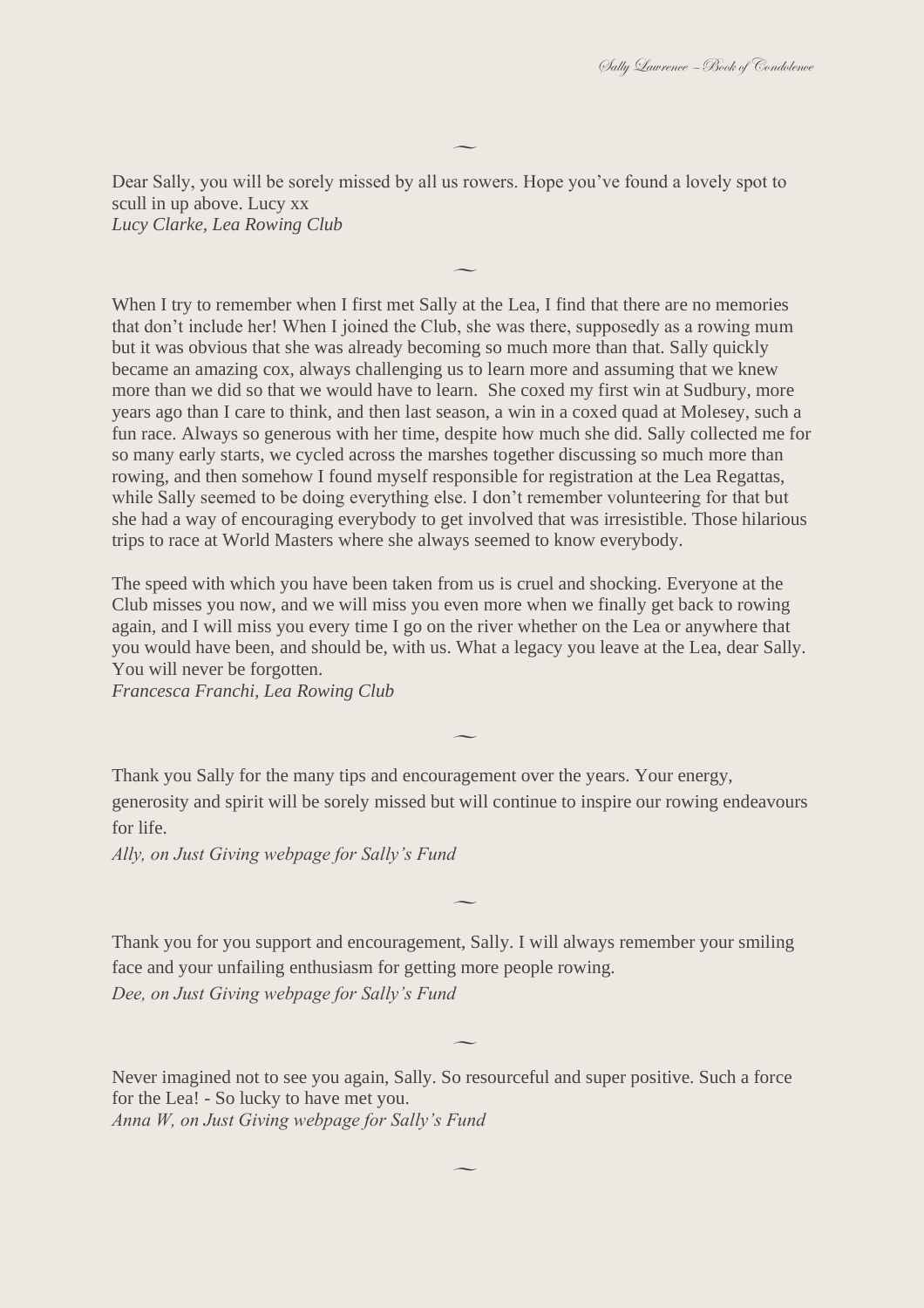~

Dear Sally, you will be sorely missed by all us rowers. Hope you've found a lovely spot to scull in up above. Lucy xx
*Lucy Clarke, Lea Rowing Club*

~

When I try to remember when I first met Sally at the Lea, I find that there are no memories that don't include her! When I joined the Club, she was there, supposedly as a rowing mum but it was obvious that she was already becoming so much more than that. Sally quickly became an amazing cox, always challenging us to learn more and assuming that we knew more than we did so that we would have to learn. She coxed my first win at Sudbury, more years ago than I care to think, and then last season, a win in a coxed quad at Molesey, such a fun race. Always so generous with her time, despite how much she did. Sally collected me for so many early starts, we cycled across the marshes together discussing so much more than rowing, and then somehow I found myself responsible for registration at the Lea Regattas, while Sally seemed to be doing everything else. I don't remember volunteering for that but she had a way of encouraging everybody to get involved that was irresistible. Those hilarious trips to race at World Masters where she always seemed to know everybody.

The speed with which you have been taken from us is cruel and shocking. Everyone at the Club misses you now, and we will miss you even more when we finally get back to rowing again, and I will miss you every time I go on the river whether on the Lea or anywhere that you would have been, and should be, with us. What a legacy you leave at the Lea, dear Sally. You will never be forgotten.
*Francesca Franchi, Lea Rowing Club*

~

Thank you Sally for the many tips and encouragement over the years. Your energy, generosity and spirit will be sorely missed but will continue to inspire our rowing endeavours for life.
*Ally, on Just Giving webpage for Sally's Fund*

~

Thank you for you support and encouragement, Sally. I will always remember your smiling face and your unfailing enthusiasm for getting more people rowing.
*Dee, on Just Giving webpage for Sally's Fund*

~

Never imagined not to see you again, Sally. So resourceful and super positive. Such a force for the Lea! - So lucky to have met you.
*Anna W, on Just Giving webpage for Sally's Fund*

~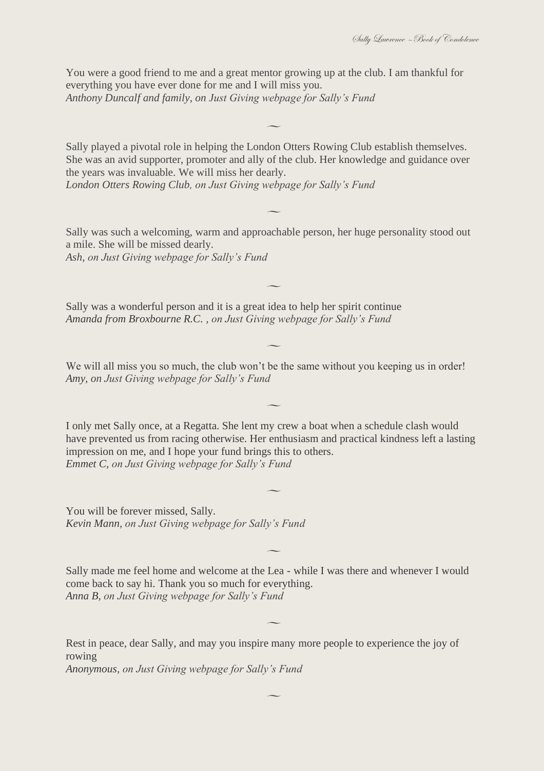You were a good friend to me and a great mentor growing up at the club. I am thankful for everything you have ever done for me and I will miss you.
*Anthony Duncalf and family, on Just Giving webpage for Sally's Fund*

~

Sally played a pivotal role in helping the London Otters Rowing Club establish themselves. She was an avid supporter, promoter and ally of the club. Her knowledge and guidance over the years was invaluable. We will miss her dearly.
*London Otters Rowing Club, on Just Giving webpage for Sally's Fund*

~

Sally was such a welcoming, warm and approachable person, her huge personality stood out a mile. She will be missed dearly.
*Ash, on Just Giving webpage for Sally's Fund*

~

Sally was a wonderful person and it is a great idea to help her spirit continue
*Amanda from Broxbourne R.C. , on Just Giving webpage for Sally's Fund*

~

We will all miss you so much, the club won't be the same without you keeping us in order!
*Amy, on Just Giving webpage for Sally's Fund*

~

I only met Sally once, at a Regatta. She lent my crew a boat when a schedule clash would have prevented us from racing otherwise. Her enthusiasm and practical kindness left a lasting impression on me, and I hope your fund brings this to others.
*Emmet C, on Just Giving webpage for Sally's Fund*

~

You will be forever missed, Sally.
*Kevin Mann, on Just Giving webpage for Sally's Fund*

~

Sally made me feel home and welcome at the Lea - while I was there and whenever I would come back to say hi. Thank you so much for everything.
*Anna B, on Just Giving webpage for Sally's Fund*

~

Rest in peace, dear Sally, and may you inspire many more people to experience the joy of rowing
*Anonymous, on Just Giving webpage for Sally's Fund*

~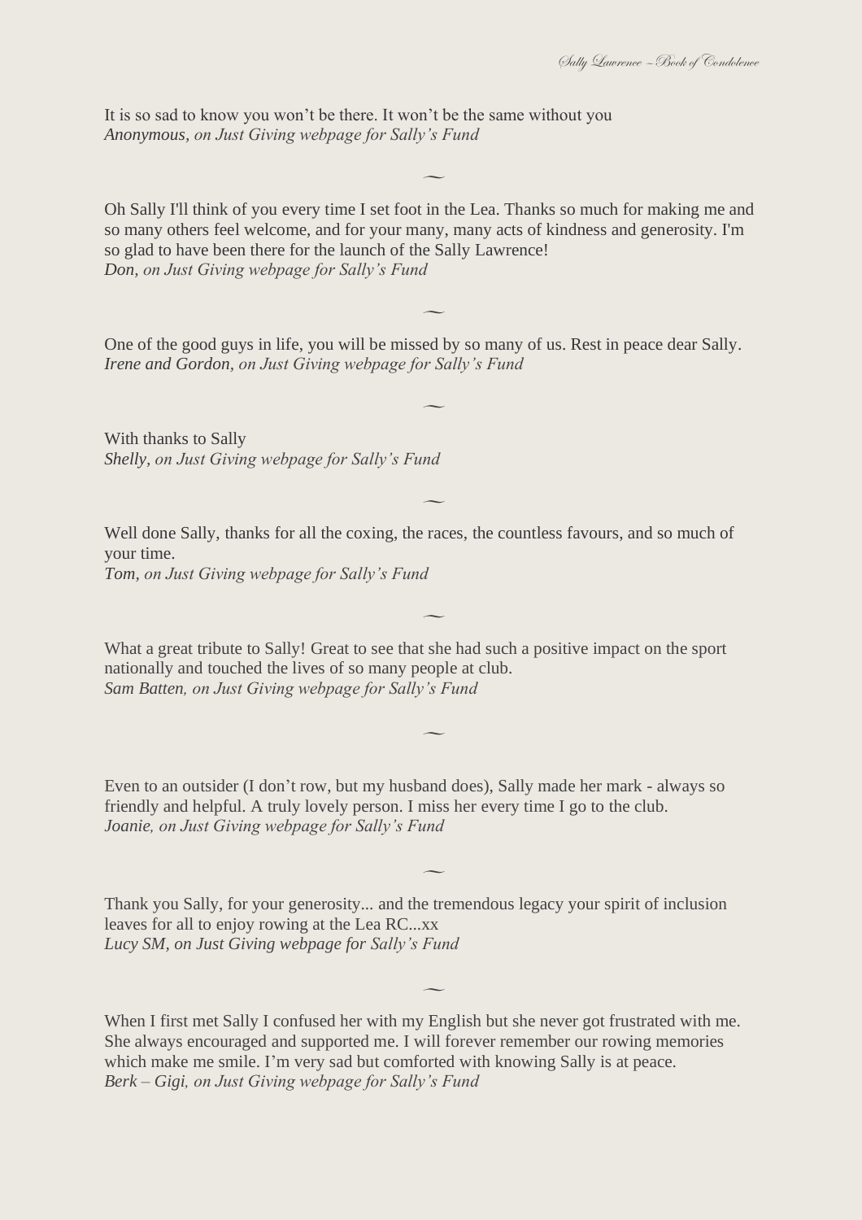It is so sad to know you won't be there. It won't be the same without you
*Anonymous, on Just Giving webpage for Sally's Fund*

~

Oh Sally I'll think of you every time I set foot in the Lea. Thanks so much for making me and so many others feel welcome, and for your many, many acts of kindness and generosity. I'm so glad to have been there for the launch of the Sally Lawrence!
*Don, on Just Giving webpage for Sally's Fund*

~

One of the good guys in life, you will be missed by so many of us. Rest in peace dear Sally.
*Irene and Gordon, on Just Giving webpage for Sally's Fund*

~

With thanks to Sally
*Shelly, on Just Giving webpage for Sally's Fund*

~

Well done Sally, thanks for all the coxing, the races, the countless favours, and so much of your time.
*Tom, on Just Giving webpage for Sally's Fund*

~

What a great tribute to Sally! Great to see that she had such a positive impact on the sport nationally and touched the lives of so many people at club.
*Sam Batten, on Just Giving webpage for Sally's Fund*

~

Even to an outsider (I don't row, but my husband does), Sally made her mark - always so friendly and helpful. A truly lovely person. I miss her every time I go to the club.
*Joanie, on Just Giving webpage for Sally's Fund*

~

Thank you Sally, for your generosity... and the tremendous legacy your spirit of inclusion leaves for all to enjoy rowing at the Lea RC...xx
*Lucy SM, on Just Giving webpage for Sally's Fund*

~

When I first met Sally I confused her with my English but she never got frustrated with me. She always encouraged and supported me. I will forever remember our rowing memories which make me smile. I'm very sad but comforted with knowing Sally is at peace.
*Berk – Gigi, on Just Giving webpage for Sally's Fund*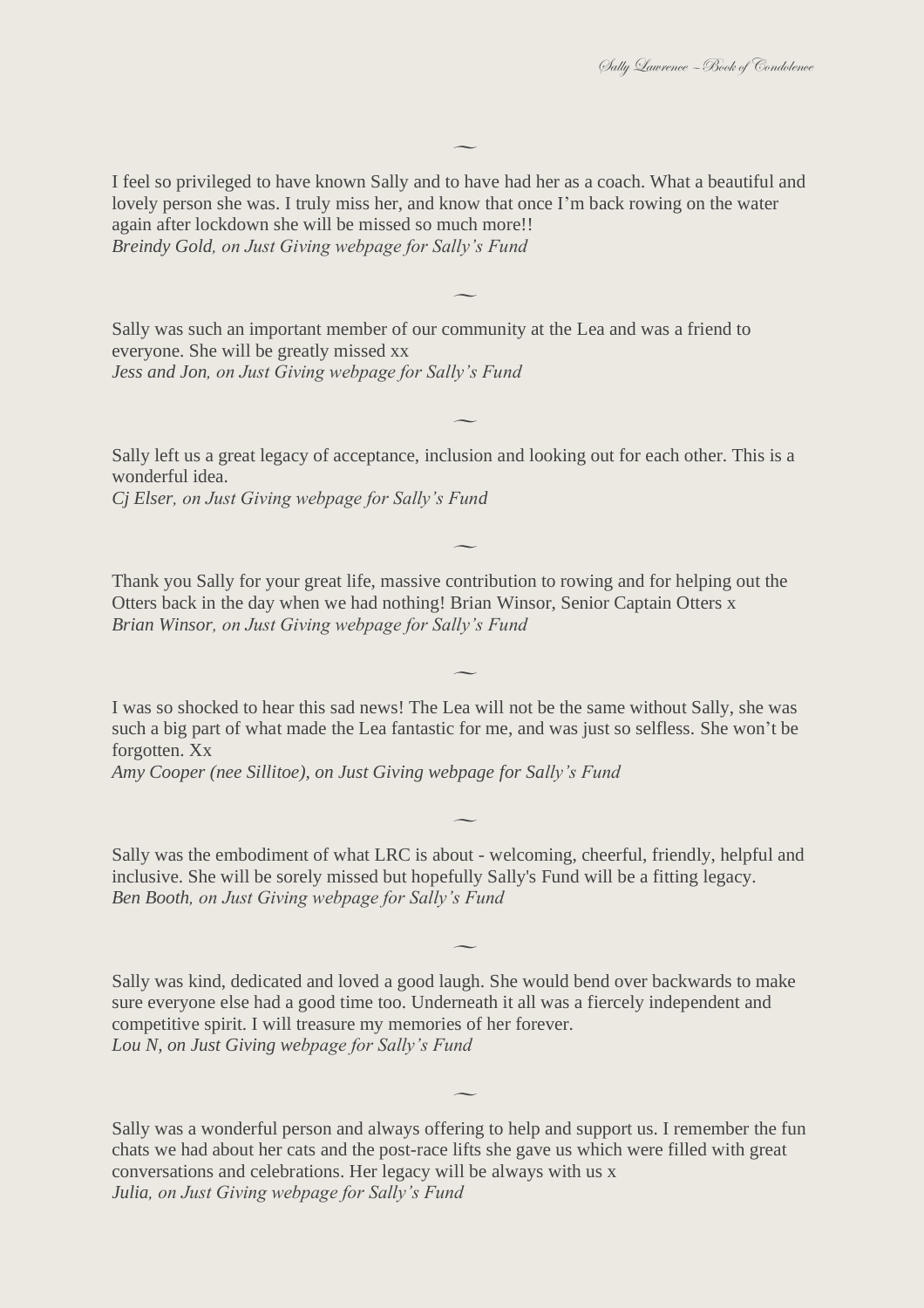⁓

I feel so privileged to have known Sally and to have had her as a coach. What a beautiful and lovely person she was. I truly miss her, and know that once I'm back rowing on the water again after lockdown she will be missed so much more!!
*Breindy Gold, on Just Giving webpage for Sally's Fund*

⁓

Sally was such an important member of our community at the Lea and was a friend to everyone. She will be greatly missed xx
*Jess and Jon, on Just Giving webpage for Sally's Fund*

⁓

Sally left us a great legacy of acceptance, inclusion and looking out for each other. This is a wonderful idea.
*Cj Elser, on Just Giving webpage for Sally's Fund*

⁓

Thank you Sally for your great life, massive contribution to rowing and for helping out the Otters back in the day when we had nothing! Brian Winsor, Senior Captain Otters x
*Brian Winsor, on Just Giving webpage for Sally's Fund*

⁓

I was so shocked to hear this sad news! The Lea will not be the same without Sally, she was such a big part of what made the Lea fantastic for me, and was just so selfless. She won't be forgotten. Xx
*Amy Cooper (nee Sillitoe), on Just Giving webpage for Sally's Fund*

⁓

Sally was the embodiment of what LRC is about - welcoming, cheerful, friendly, helpful and inclusive. She will be sorely missed but hopefully Sally's Fund will be a fitting legacy.
*Ben Booth, on Just Giving webpage for Sally's Fund*

⁓

Sally was kind, dedicated and loved a good laugh. She would bend over backwards to make sure everyone else had a good time too. Underneath it all was a fiercely independent and competitive spirit. I will treasure my memories of her forever.
*Lou N, on Just Giving webpage for Sally's Fund*

⁓

Sally was a wonderful person and always offering to help and support us. I remember the fun chats we had about her cats and the post-race lifts she gave us which were filled with great conversations and celebrations. Her legacy will be always with us x
*Julia, on Just Giving webpage for Sally's Fund*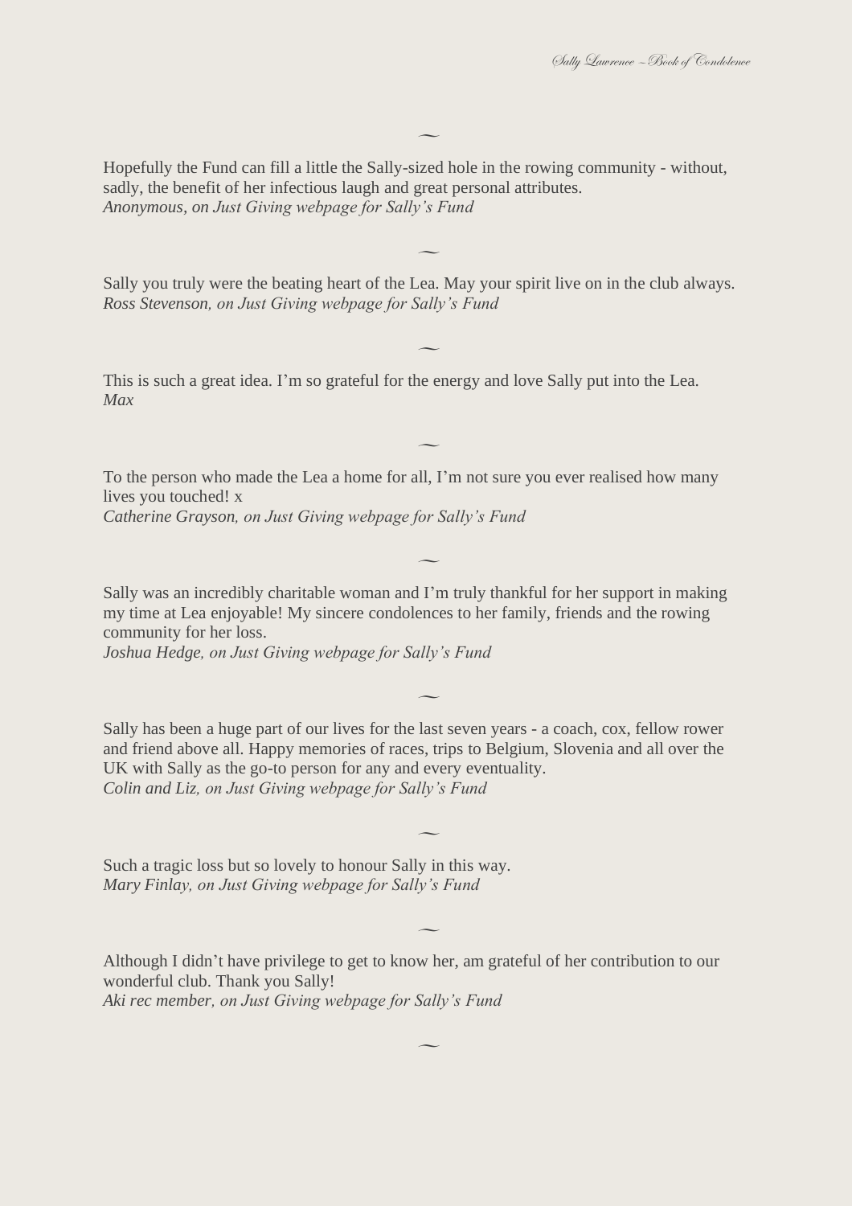~

Hopefully the Fund can fill a little the Sally-sized hole in the rowing community - without, sadly, the benefit of her infectious laugh and great personal attributes.
*Anonymous, on Just Giving webpage for Sally's Fund*

~

Sally you truly were the beating heart of the Lea. May your spirit live on in the club always.
*Ross Stevenson, on Just Giving webpage for Sally's Fund*

~

This is such a great idea. I'm so grateful for the energy and love Sally put into the Lea.
*Max*

~

To the person who made the Lea a home for all, I'm not sure you ever realised how many lives you touched! x
*Catherine Grayson, on Just Giving webpage for Sally's Fund*

~

Sally was an incredibly charitable woman and I'm truly thankful for her support in making my time at Lea enjoyable! My sincere condolences to her family, friends and the rowing community for her loss.
*Joshua Hedge, on Just Giving webpage for Sally's Fund*

~

Sally has been a huge part of our lives for the last seven years - a coach, cox, fellow rower and friend above all. Happy memories of races, trips to Belgium, Slovenia and all over the UK with Sally as the go-to person for any and every eventuality.
*Colin and Liz, on Just Giving webpage for Sally's Fund*

~

Such a tragic loss but so lovely to honour Sally in this way.
*Mary Finlay, on Just Giving webpage for Sally's Fund*

~

Although I didn't have privilege to get to know her, am grateful of her contribution to our wonderful club. Thank you Sally!
*Aki rec member, on Just Giving webpage for Sally's Fund*

~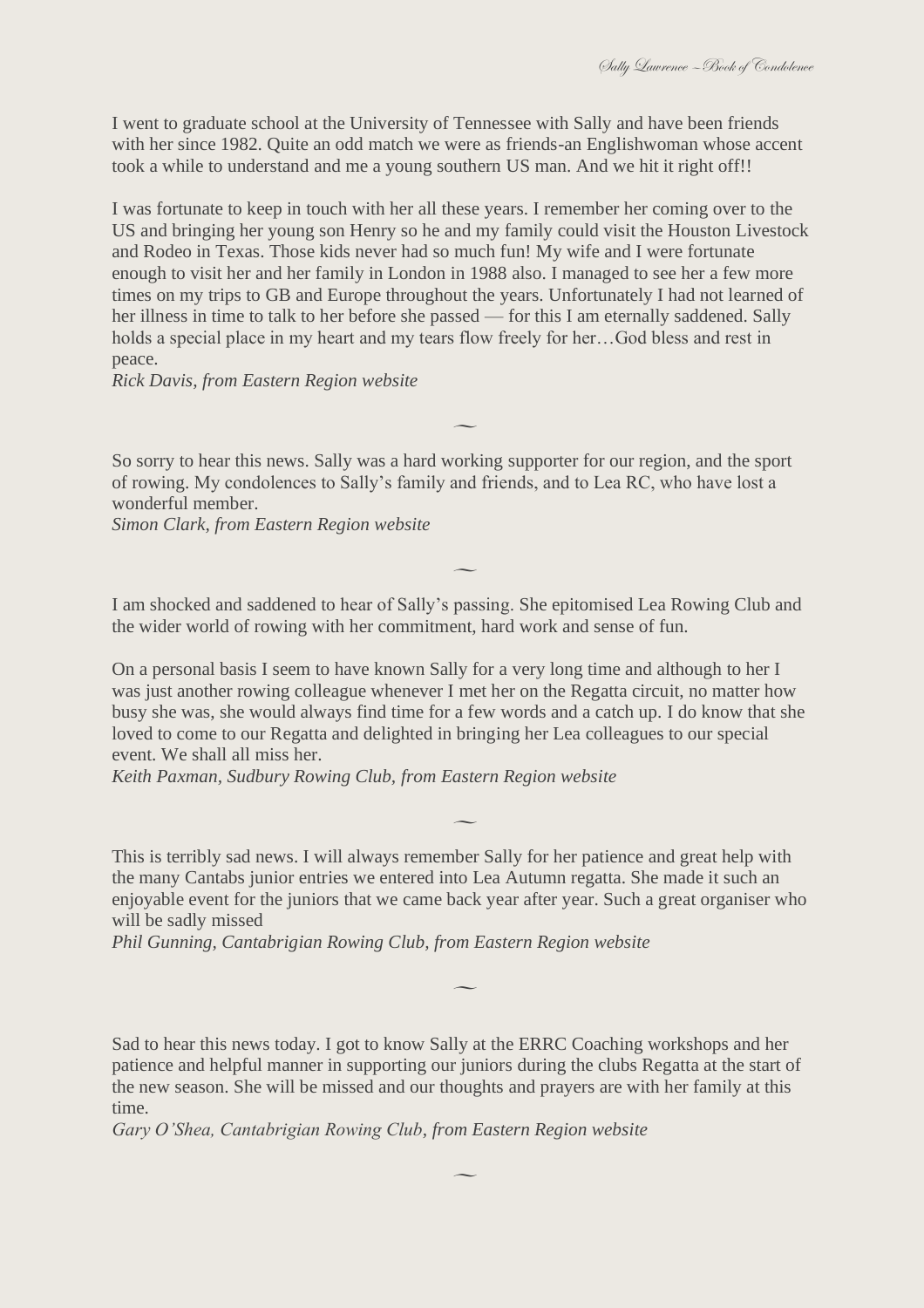I went to graduate school at the University of Tennessee with Sally and have been friends with her since 1982. Quite an odd match we were as friends-an Englishwoman whose accent took a while to understand and me a young southern US man. And we hit it right off!!

I was fortunate to keep in touch with her all these years. I remember her coming over to the US and bringing her young son Henry so he and my family could visit the Houston Livestock and Rodeo in Texas. Those kids never had so much fun! My wife and I were fortunate enough to visit her and her family in London in 1988 also. I managed to see her a few more times on my trips to GB and Europe throughout the years. Unfortunately I had not learned of her illness in time to talk to her before she passed — for this I am eternally saddened. Sally holds a special place in my heart and my tears flow freely for her…God bless and rest in peace.
*Rick Davis, from Eastern Region website*

⁓

So sorry to hear this news. Sally was a hard working supporter for our region, and the sport of rowing. My condolences to Sally's family and friends, and to Lea RC, who have lost a wonderful member.
*Simon Clark, from Eastern Region website*

⁓

I am shocked and saddened to hear of Sally's passing. She epitomised Lea Rowing Club and the wider world of rowing with her commitment, hard work and sense of fun.

On a personal basis I seem to have known Sally for a very long time and although to her I was just another rowing colleague whenever I met her on the Regatta circuit, no matter how busy she was, she would always find time for a few words and a catch up. I do know that she loved to come to our Regatta and delighted in bringing her Lea colleagues to our special event. We shall all miss her.
*Keith Paxman, Sudbury Rowing Club, from Eastern Region website*

⁓

This is terribly sad news. I will always remember Sally for her patience and great help with the many Cantabs junior entries we entered into Lea Autumn regatta. She made it such an enjoyable event for the juniors that we came back year after year. Such a great organiser who will be sadly missed
*Phil Gunning, Cantabrigian Rowing Club, from Eastern Region website*

⁓

Sad to hear this news today. I got to know Sally at the ERRC Coaching workshops and her patience and helpful manner in supporting our juniors during the clubs Regatta at the start of the new season. She will be missed and our thoughts and prayers are with her family at this time.
*Gary O'Shea, Cantabrigian Rowing Club, from Eastern Region website*

⁓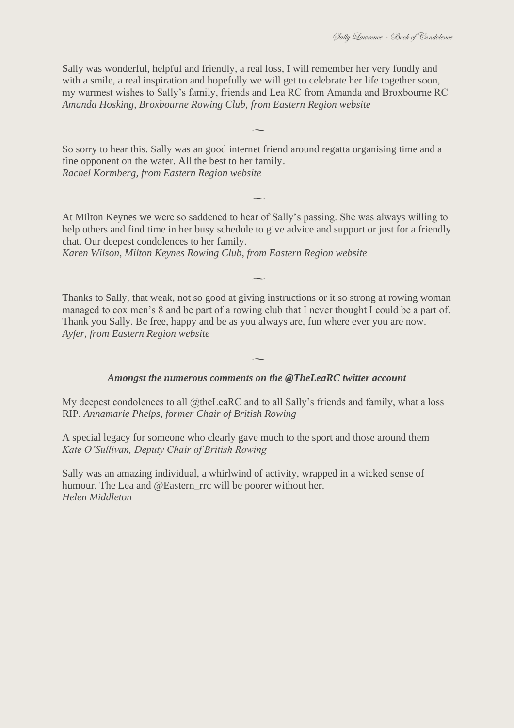Sally was wonderful, helpful and friendly, a real loss, I will remember her very fondly and with a smile, a real inspiration and hopefully we will get to celebrate her life together soon, my warmest wishes to Sally's family, friends and Lea RC from Amanda and Broxbourne RC
*Amanda Hosking, Broxbourne Rowing Club, from Eastern Region website*

~

So sorry to hear this. Sally was an good internet friend around regatta organising time and a fine opponent on the water. All the best to her family.
*Rachel Kormberg, from Eastern Region website*

~

At Milton Keynes we were so saddened to hear of Sally's passing. She was always willing to help others and find time in her busy schedule to give advice and support or just for a friendly chat. Our deepest condolences to her family.
*Karen Wilson, Milton Keynes Rowing Club, from Eastern Region website*

~

Thanks to Sally, that weak, not so good at giving instructions or it so strong at rowing woman managed to cox men's 8 and be part of a rowing club that I never thought I could be a part of. Thank you Sally. Be free, happy and be as you always are, fun where ever you are now.
*Ayfer, from Eastern Region website*

~

***Amongst the numerous comments on the @TheLeaRC twitter account***

My deepest condolences to all @theLeaRC and to all Sally's friends and family, what a loss RIP. *Annamarie Phelps, former Chair of British Rowing*

A special legacy for someone who clearly gave much to the sport and those around them
*Kate O'Sullivan, Deputy Chair of British Rowing*

Sally was an amazing individual, a whirlwind of activity, wrapped in a wicked sense of humour. The Lea and @Eastern_rrc will be poorer without her.
*Helen Middleton*